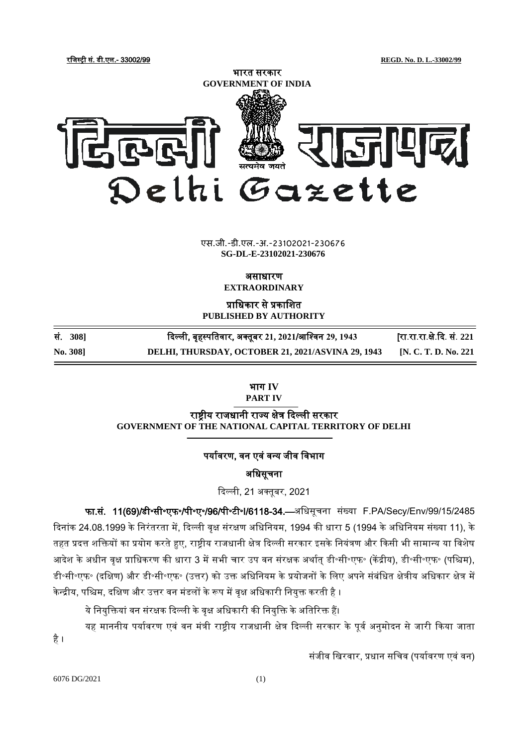रजिस्ट्री सं. डी.एल.- 33002/99 REGD. No. D. L.-33002/99

भारत सरकार
GOVERNMENT OF INDIA

# दिल्ली राजपत्र
# Delhi Gazette

एस.जी.-डी.एल.-अ.-23102021-230676
**SG-DL-E-23102021-230676**

**असाधारण**
**EXTRAORDINARY**

**प्राधिकार से प्रकाशित**
**PUBLISHED BY AUTHORITY**

| सं. 308] | दिल्ली, बृहस्पतिवार, अक्तूबर 21, 2021/आश्विन 29, 1943 | [रा.रा.रा.क्षे.दि. सं. 221 |
|---|---|---|
| No. 308] | DELHI, THURSDAY, OCTOBER 21, 2021/ASVINA 29, 1943 | [N. C. T. D. No. 221 |

**भाग IV**
**PART IV**

**राष्ट्रीय राजधानी राज्य क्षेत्र दिल्ली सरकार**
**GOVERNMENT OF THE NATIONAL CAPITAL TERRITORY OF DELHI**

**पर्यावरण, वन एवं वन्य जीव विभाग**

**अधिसूचना**

दिल्ली, 21 अक्तूबर, 2021

**फा.सं. 11(69)/डी॰सी॰एफ॰/पी॰ए॰/96/पी॰टी॰I/6118-34.**—अधिसूचना संख्या F.PA/Secy/Env/99/15/2485 दिनांक 24.08.1999 के निरंतरता में, दिल्ली वृक्ष संरक्षण अधिनियम, 1994 की धारा 5 (1994 के अधिनियम संख्या 11), के तहत प्रदत्त शक्तियों का प्रयोग करते हुए, राष्ट्रीय राजधानी क्षेत्र दिल्ली सरकार इसके नियंत्रण और किसी भी सामान्य या विशेष आदेश के अधीन वृक्ष प्राधिकरण की धारा 3 में सभी चार उप वन संरक्षक अर्थात् डी॰सी॰एफ॰ (केंद्रीय), डी॰सी॰एफ॰ (पश्चिम), डी॰सी॰एफ॰ (दक्षिण) और डी॰सी॰एफ॰ (उत्तर) को उक्त अधिनियम के प्रयोजनों के लिए अपने संबंधित क्षेत्रीय अधिकार क्षेत्र में केन्द्रीय, पश्चिम, दक्षिण और उत्तर वन मंडलों के रूप में वृक्ष अधिकारी नियुक्त करती है ।

ये नियुक्तियां वन संरक्षक दिल्ली के वृक्ष अधिकारी की नियुक्ति के अतिरिक्त हैं।

यह माननीय पर्यावरण एवं वन मंत्री राष्ट्रीय राजधानी क्षेत्र दिल्ली सरकार के पूर्व अनुमोदन से जारी किया जाता है ।

संजीव खिरवार, प्रधान सचिव (पर्यावरण एवं वन)

6076 DG/2021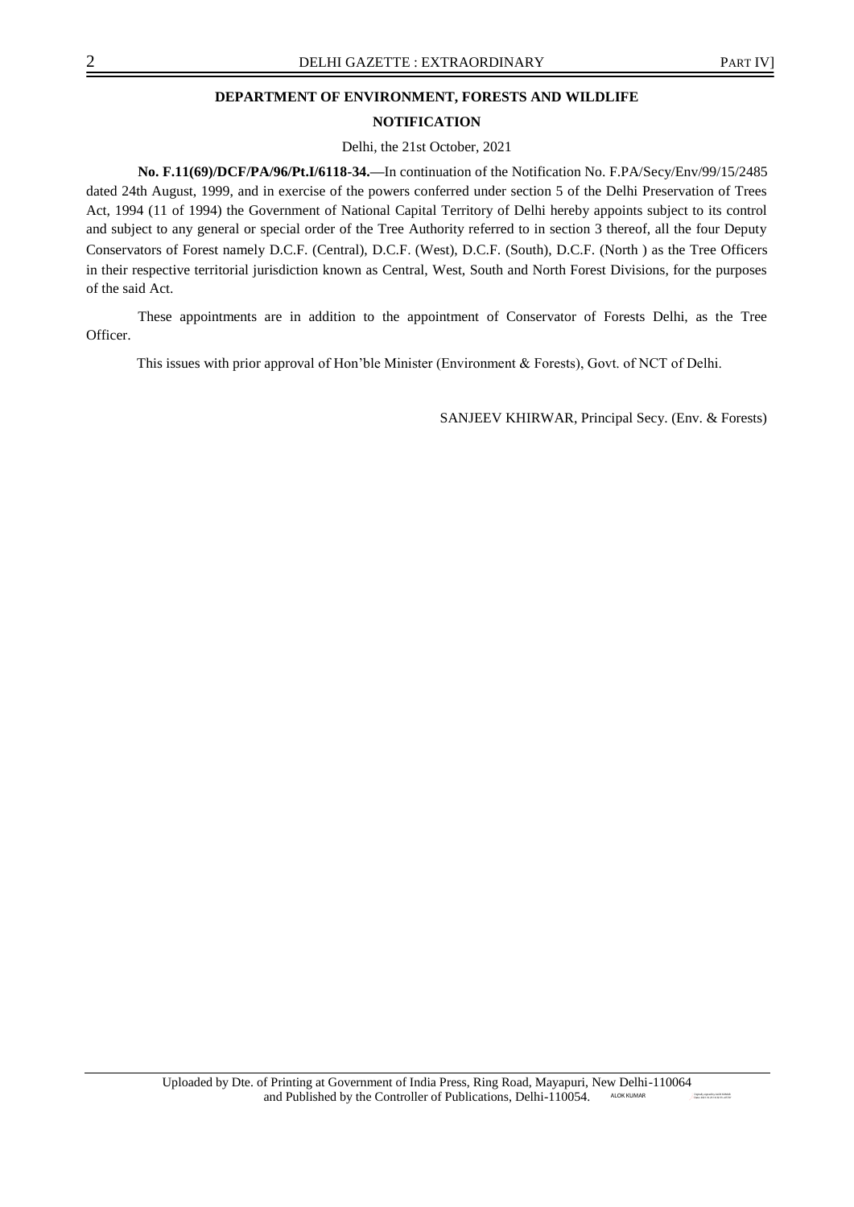## DEPARTMENT OF ENVIRONMENT, FORESTS AND WILDLIFE

### NOTIFICATION

Delhi, the 21st October, 2021

**No. F.11(69)/DCF/PA/96/Pt.I/6118-34.**—In continuation of the Notification No. F.PA/Secy/Env/99/15/2485 dated 24th August, 1999, and in exercise of the powers conferred under section 5 of the Delhi Preservation of Trees Act, 1994 (11 of 1994) the Government of National Capital Territory of Delhi hereby appoints subject to its control and subject to any general or special order of the Tree Authority referred to in section 3 thereof, all the four Deputy Conservators of Forest namely D.C.F. (Central), D.C.F. (West), D.C.F. (South), D.C.F. (North ) as the Tree Officers in their respective territorial jurisdiction known as Central, West, South and North Forest Divisions, for the purposes of the said Act.

These appointments are in addition to the appointment of Conservator of Forests Delhi, as the Tree Officer.

This issues with prior approval of Hon'ble Minister (Environment & Forests), Govt. of NCT of Delhi.

SANJEEV KHIRWAR, Principal Secy. (Env. & Forests)

Uploaded by Dte. of Printing at Government of India Press, Ring Road, Mayapuri, New Delhi-110064 and Published by the Controller of Publications, Delhi-110054. ALOK KUMAR